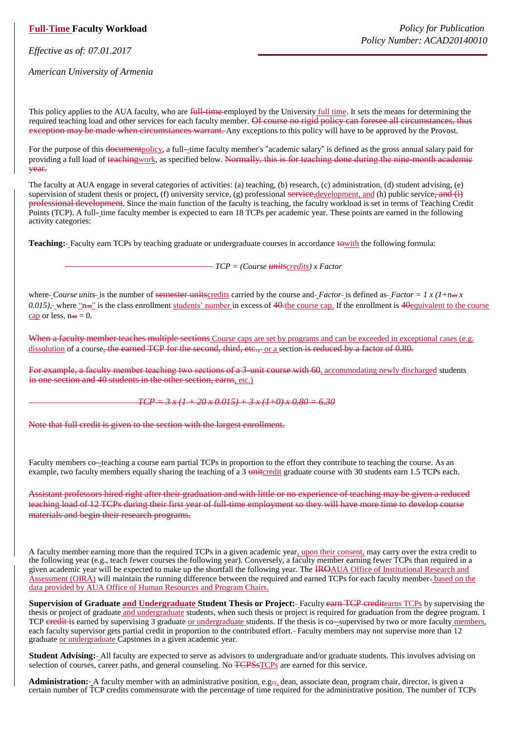# Full-Time Faculty Workload

*Policy for Publication*
*Policy Number: ACAD20140010*

*Effective as of: 07.01.2017*

*American University of Armenia*

This policy applies to the AUA faculty, who are ~~full-time~~ employed by the University full time. It sets the means for determining the required teaching load and other services for each faculty member. ~~Of course no rigid policy can foresee all circumstances, thus exception may be made when circumstances warrant.~~ Any exceptions to this policy will have to be approved by the Provost.

For the purpose of this ~~document~~policy, a full-time faculty member's "academic salary" is defined as the gross annual salary paid for providing a full load of ~~teaching~~work, as specified below. ~~Normally, this is for teaching done during the nine-month academic year.~~

The faculty at AUA engage in several categories of activities: (a) teaching, (b) research, (c) administration, (d) student advising, (e) supervision of student thesis or project, (f) university service, (g) professional ~~service,~~development, and (h) public service~~, and (i) professional development~~. Since the main function of the faculty is teaching, the faculty workload is set in terms of Teaching Credit Points (TCP). A full-time faculty member is expected to earn 18 TCPs per academic year. These points are earned in the following activity categories:

**Teaching:** Faculty earn TCPs by teaching graduate or undergraduate courses in accordance ~~to~~with the following formula:

*TCP = (Course ~~units~~credits) x Factor*

where *Course units* is the number of ~~semester units~~credits carried by the course and *Factor* is defined as *Factor = 1 x (1+n~~40~~ x 0.015)*, where "n~~40~~" is the class enrollment students' number in excess of ~~40.~~the course cap. If the enrollment is ~~40~~equivalent to the course cap or less, n~~40~~ = 0.

~~When a faculty member teaches multiple sections~~ Course caps are set by programs and can be exceeded in exceptional cases (e.g. dissolution of a course~~, the earned TCP for the second, third, etc.,~~ or a section ~~is reduced by a factor of 0.80.~~

~~For example, a faculty member teaching two sections of a 3-unit course with 60~~, accommodating newly discharged students ~~in one section and 40 students in the other section, earns~~, etc.)

~~TCP = 3 x (1 + 20 x 0.015) + 3 x (1+0) x 0.80 = 6.30~~

~~Note that full credit is given to the section with the largest enrollment.~~

Faculty members co-teaching a course earn partial TCPs in proportion to the effort they contribute to teaching the course. As an example, two faculty members equally sharing the teaching of a 3 ~~unit~~credit graduate course with 30 students earn 1.5 TCPs each.

~~Assistant professors hired right after their graduation and with little or no experience of teaching may be given a reduced teaching load of 12 TCPs during their first year of full-time employment so they will have more time to develop course materials and begin their research programs.~~

A faculty member earning more than the required TCPs in a given academic year, upon their consent, may carry over the extra credit to the following year (e.g., teach fewer courses the following year). Conversely, a faculty member earning fewer TCPs than required in a given academic year will be expected to make up the shortfall the following year. The ~~IRO~~AUA Office of Institutional Research and Assessment (OIRA) will maintain the running difference between the required and earned TCPs for each faculty member~~.~~ based on the data provided by AUA Office of Human Resources and Program Chairs.

**Supervision of Graduate and Undergraduate Student Thesis or Project:** Faculty ~~earn TCP credit~~earns TCPs by supervising the thesis or project of graduate and undergraduate students, when such thesis or project is required for graduation from the degree program. 1 TCP ~~credit~~ is earned by supervising 3 graduate or undergraduate students. If the thesis is co-supervised by two or more faculty members, each faculty supervisor gets partial credit in proportion to the contributed effort. Faculty members may not supervise more than 12 graduate or undergraduate Capstones in a given academic year.

**Student Advising:** All faculty are expected to serve as advisors to undergraduate and/or graduate students. This involves advising on selection of courses, career paths, and general counseling. No ~~TCPSs~~TCPs are earned for this service.

**Administration:** A faculty member with an administrative position, e.g.~~.~~, dean, associate dean, program chair, director, is given a certain number of TCP credits commensurate with the percentage of time required for the administrative position. The number of TCPs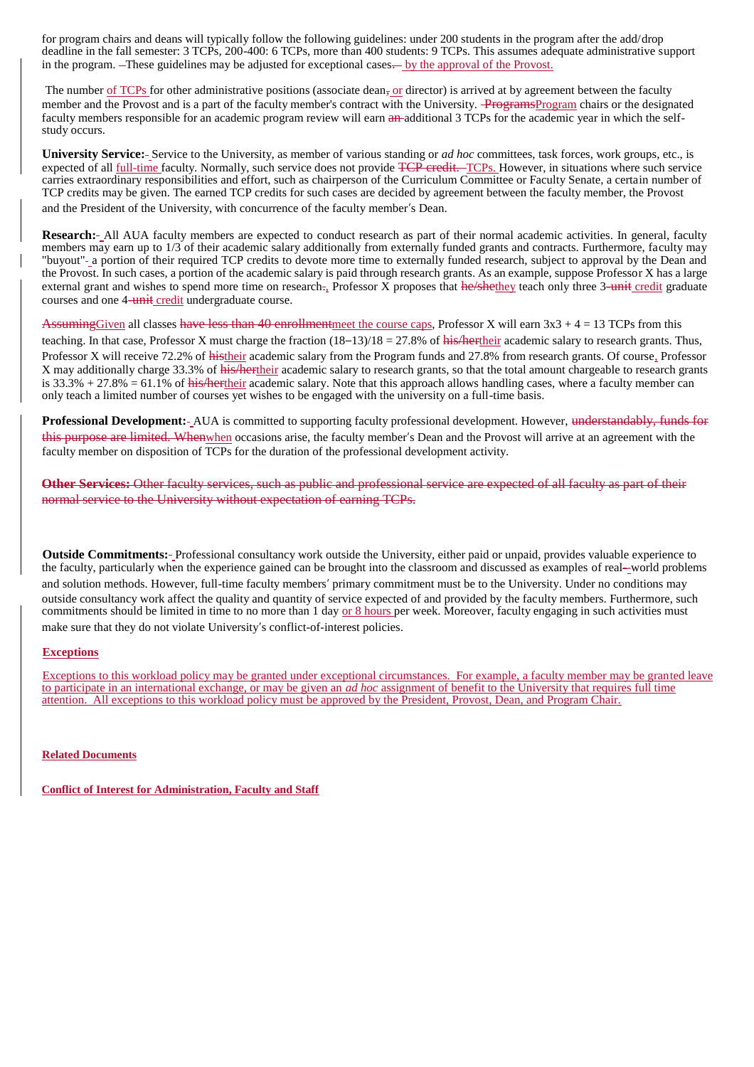for program chairs and deans will typically follow the following guidelines: under 200 students in the program after the add/drop deadline in the fall semester: 3 TCPs, 200-400: 6 TCPs, more than 400 students: 9 TCPs. This assumes adequate administrative support in the program. ~~-~~These guidelines may be adjusted for exceptional cases~~. ~~ by the approval of the Provost.

The number of TCPs for other administrative positions (associate dean~~,~~ or director) is arrived at by agreement between the faculty member and the Provost and is a part of the faculty member's contract with the University. ~~Programs~~Program chairs or the designated faculty members responsible for an academic program review will earn ~~an~~ additional 3 TCPs for the academic year in which the self-study occurs.

**University Service:** Service to the University, as member of various standing or *ad hoc* committees, task forces, work groups, etc., is expected of all full-time faculty. Normally, such service does not provide ~~TCP credit.~~ TCPs. However, in situations where such service carries extraordinary responsibilities and effort, such as chairperson of the Curriculum Committee or Faculty Senate, a certain number of TCP credits may be given. The earned TCP credits for such cases are decided by agreement between the faculty member, the Provost and the President of the University, with concurrence of the faculty member′s Dean.

**Research:** All AUA faculty members are expected to conduct research as part of their normal academic activities. In general, faculty members may earn up to 1/3 of their academic salary additionally from externally funded grants and contracts. Furthermore, faculty may "buyout" a portion of their required TCP credits to devote more time to externally funded research, subject to approval by the Dean and the Provost. In such cases, a portion of the academic salary is paid through research grants. As an example, suppose Professor X has a large external grant and wishes to spend more time on research~~.~~, Professor X proposes that ~~he/she~~they teach only three 3~~-unit~~ credit graduate courses and one 4~~-unit~~ credit undergraduate course.

~~Assuming~~Given all classes ~~have less than 40 enrollment~~meet the course caps, Professor X will earn 3x3 + 4 = 13 TCPs from this teaching. In that case, Professor X must charge the fraction (18−13)/18 = 27.8% of ~~his/her~~their academic salary to research grants. Thus, Professor X will receive 72.2% of ~~his~~their academic salary from the Program funds and 27.8% from research grants. Of course, Professor X may additionally charge 33.3% of ~~his/her~~their academic salary to research grants, so that the total amount chargeable to research grants is 33.3% + 27.8% = 61.1% of ~~his/her~~their academic salary. Note that this approach allows handling cases, where a faculty member can only teach a limited number of courses yet wishes to be engaged with the university on a full-time basis.

**Professional Development:** AUA is committed to supporting faculty professional development. However, ~~understandably, funds for this purpose are limited. When~~when occasions arise, the faculty member′s Dean and the Provost will arrive at an agreement with the faculty member on disposition of TCPs for the duration of the professional development activity.

~~**Other Services:** Other faculty services, such as public and professional service are expected of all faculty as part of their normal service to the University without expectation of earning TCPs.~~

**Outside Commitments:** Professional consultancy work outside the University, either paid or unpaid, provides valuable experience to the faculty, particularly when the experience gained can be brought into the classroom and discussed as examples of real~~-~~-world problems and solution methods. However, full-time faculty members′ primary commitment must be to the University. Under no conditions may outside consultancy work affect the quality and quantity of service expected of and provided by the faculty members. Furthermore, such commitments should be limited in time to no more than 1 day or 8 hours per week. Moreover, faculty engaging in such activities must make sure that they do not violate University′s conflict-of-interest policies.

**Exceptions**

Exceptions to this workload policy may be granted under exceptional circumstances. For example, a faculty member may be granted leave to participate in an international exchange, or may be given an *ad hoc* assignment of benefit to the University that requires full time attention. All exceptions to this workload policy must be approved by the President, Provost, Dean, and Program Chair.

**Related Documents**

**Conflict of Interest for Administration, Faculty and Staff**